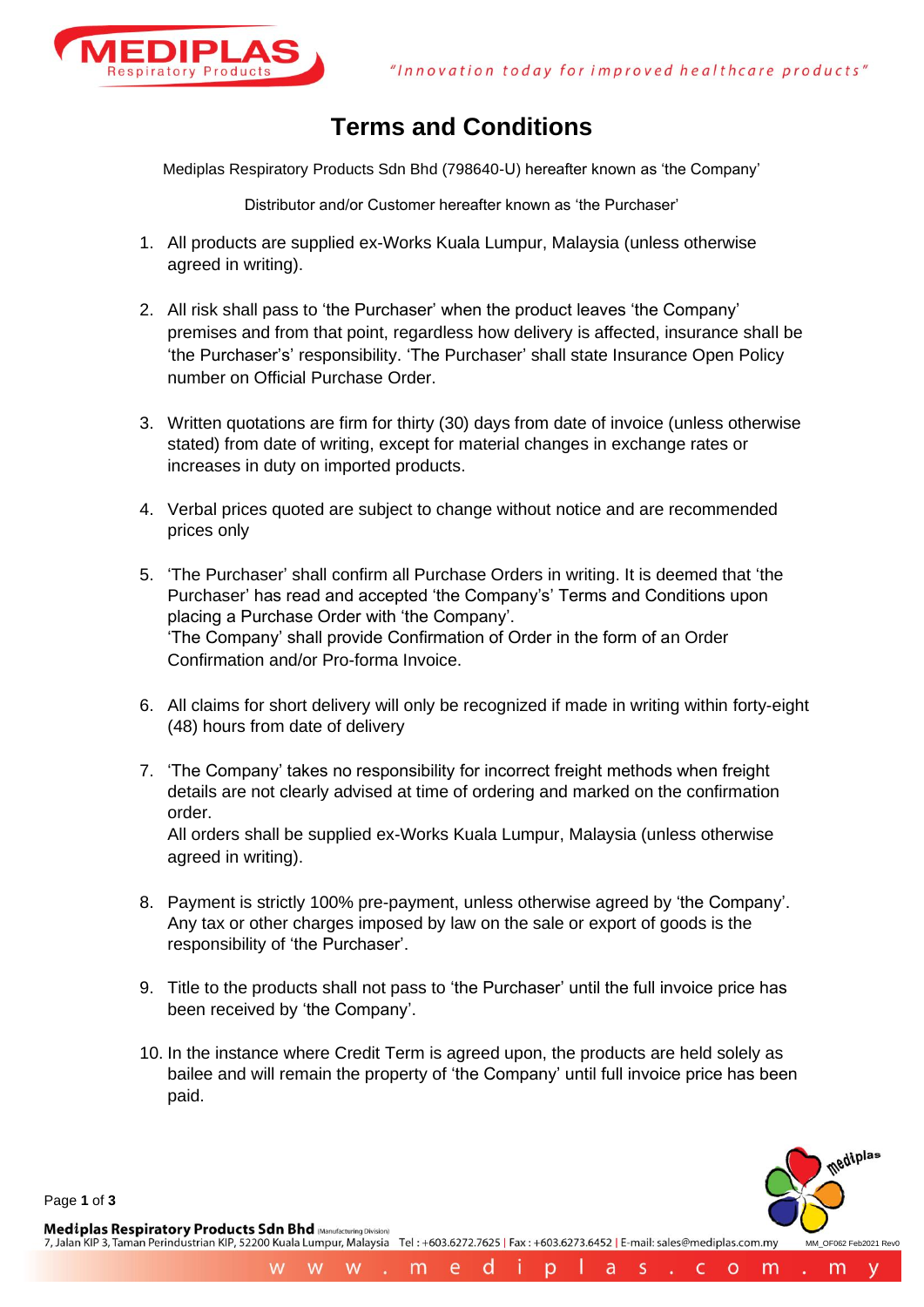# Terms and Conditions

Mediplas Respiratory Products Sdn Bhd (798640-U) hereafter known as 'the Company'

Distributor and/or Customer hereafter known as 'the Purchaser'

1. All products are supplied ex-Works Kuala Lumpur, Malaysia (unless otherwise agreed in writing).

2. All risk shall pass to 'the Purchaser' when the product leaves 'the Company' premises and from that point, regardless how delivery is affected, insurance shall be 'the Purchaser's' responsibility. 'The Purchaser' shall state Insurance Open Policy number on Official Purchase Order.

3. Written quotations are firm for thirty (30) days from date of invoice (unless otherwise stated) from date of writing, except for material changes in exchange rates or increases in duty on imported products.

4. Verbal prices quoted are subject to change without notice and are recommended prices only

5. 'The Purchaser' shall confirm all Purchase Orders in writing. It is deemed that 'the Purchaser' has read and accepted 'the Company's' Terms and Conditions upon placing a Purchase Order with 'the Company'.
   'The Company' shall provide Confirmation of Order in the form of an Order Confirmation and/or Pro-forma Invoice.

6. All claims for short delivery will only be recognized if made in writing within forty-eight (48) hours from date of delivery

7. 'The Company' takes no responsibility for incorrect freight methods when freight details are not clearly advised at time of ordering and marked on the confirmation order.
   All orders shall be supplied ex-Works Kuala Lumpur, Malaysia (unless otherwise agreed in writing).

8. Payment is strictly 100% pre-payment, unless otherwise agreed by 'the Company'. Any tax or other charges imposed by law on the sale or export of goods is the responsibility of 'the Purchaser'.

9. Title to the products shall not pass to 'the Purchaser' until the full invoice price has been received by 'the Company'.

10. In the instance where Credit Term is agreed upon, the products are held solely as bailee and will remain the property of 'the Company' until full invoice price has been paid.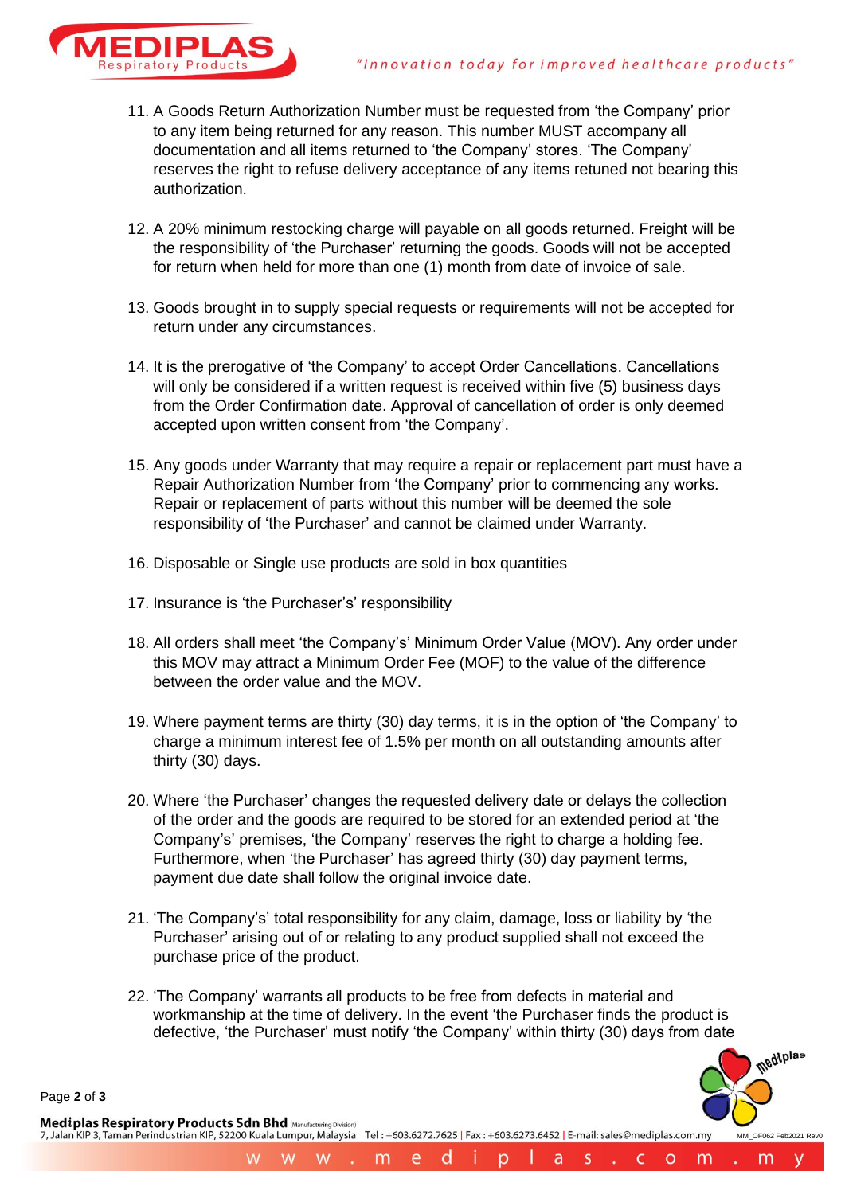11. A Goods Return Authorization Number must be requested from 'the Company' prior to any item being returned for any reason. This number MUST accompany all documentation and all items returned to 'the Company' stores. 'The Company' reserves the right to refuse delivery acceptance of any items retuned not bearing this authorization.

12. A 20% minimum restocking charge will payable on all goods returned. Freight will be the responsibility of 'the Purchaser' returning the goods. Goods will not be accepted for return when held for more than one (1) month from date of invoice of sale.

13. Goods brought in to supply special requests or requirements will not be accepted for return under any circumstances.

14. It is the prerogative of 'the Company' to accept Order Cancellations. Cancellations will only be considered if a written request is received within five (5) business days from the Order Confirmation date. Approval of cancellation of order is only deemed accepted upon written consent from 'the Company'.

15. Any goods under Warranty that may require a repair or replacement part must have a Repair Authorization Number from 'the Company' prior to commencing any works. Repair or replacement of parts without this number will be deemed the sole responsibility of 'the Purchaser' and cannot be claimed under Warranty.

16. Disposable or Single use products are sold in box quantities

17. Insurance is 'the Purchaser's' responsibility

18. All orders shall meet 'the Company's' Minimum Order Value (MOV). Any order under this MOV may attract a Minimum Order Fee (MOF) to the value of the difference between the order value and the MOV.

19. Where payment terms are thirty (30) day terms, it is in the option of 'the Company' to charge a minimum interest fee of 1.5% per month on all outstanding amounts after thirty (30) days.

20. Where 'the Purchaser' changes the requested delivery date or delays the collection of the order and the goods are required to be stored for an extended period at 'the Company's' premises, 'the Company' reserves the right to charge a holding fee. Furthermore, when 'the Purchaser' has agreed thirty (30) day payment terms, payment due date shall follow the original invoice date.

21. 'The Company's' total responsibility for any claim, damage, loss or liability by 'the Purchaser' arising out of or relating to any product supplied shall not exceed the purchase price of the product.

22. 'The Company' warrants all products to be free from defects in material and workmanship at the time of delivery. In the event 'the Purchaser' finds the product is defective, 'the Purchaser' must notify 'the Company' within thirty (30) days from date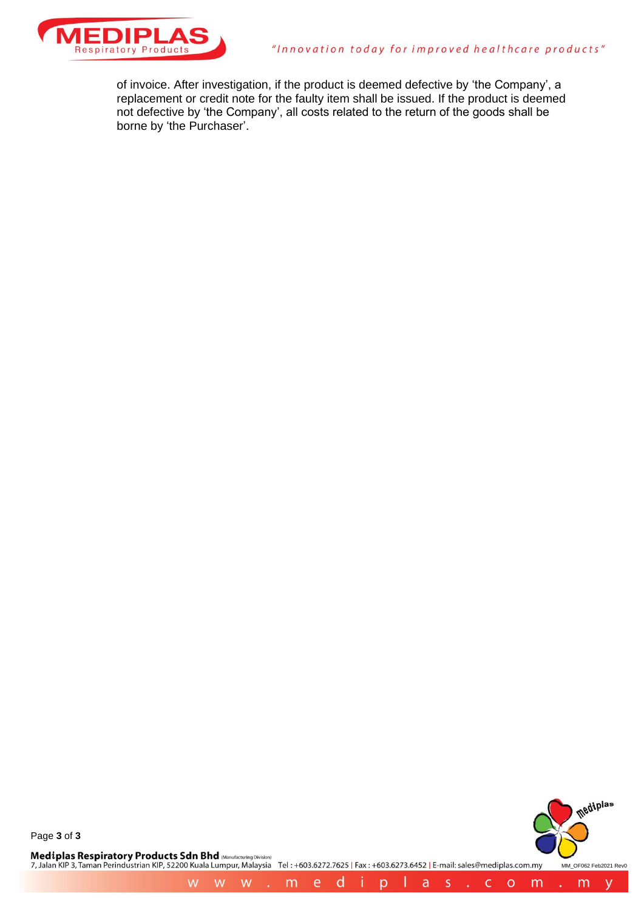of invoice. After investigation, if the product is deemed defective by 'the Company', a replacement or credit note for the faulty item shall be issued. If the product is deemed not defective by 'the Company', all costs related to the return of the goods shall be borne by 'the Purchaser'.